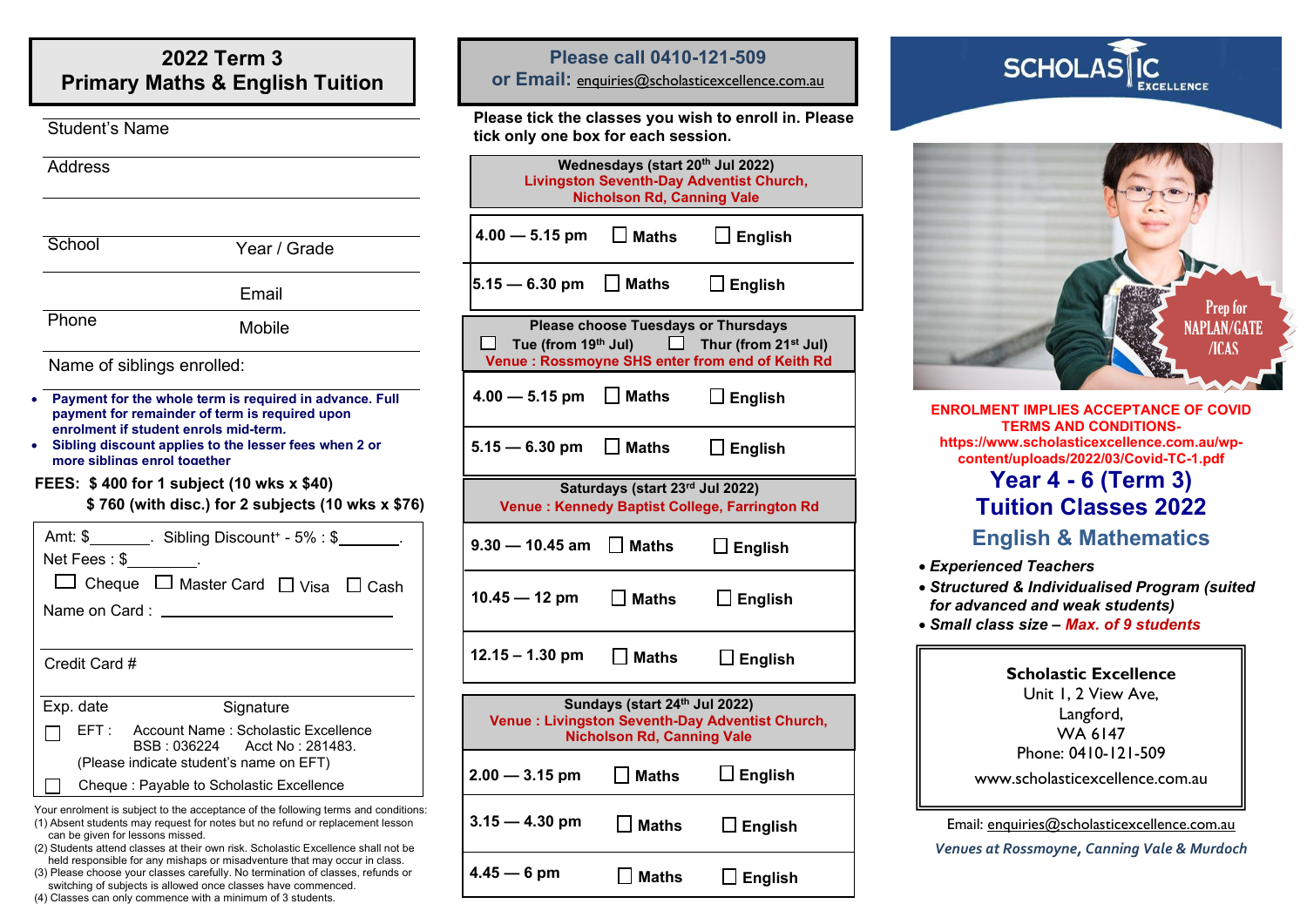# 2022 Term 3
# Primary Maths & English Tuition

Student's Name

Address

School Year / Grade

Email

Phone Mobile

Name of siblings enrolled:

- **Payment for the whole term is required in advance. Full payment for remainder of term is required upon enrolment if student enrols mid-term.**
- **Sibling discount applies to the lesser fees when 2 or more siblings enrol together**

**FEES: $ 400 for 1 subject (10 wks x $40)**
**$ 760 (with disc.) for 2 subjects (10 wks x $76)**

Amt: $_______. Sibling Discount+ - 5% : $_______.
Net Fees : $________.

☐ Cheque ☐ Master Card ☐ Visa ☐ Cash

Name on Card : ____________________________

Credit Card #

Exp. date Signature

☐ EFT : Account Name : Scholastic Excellence
BSB : 036224 Acct No : 281483.
(Please indicate student's name on EFT)

☐ Cheque : Payable to Scholastic Excellence

Your enrolment is subject to the acceptance of the following terms and conditions:
(1) Absent students may request for notes but no refund or replacement lesson can be given for lessons missed.
(2) Students attend classes at their own risk. Scholastic Excellence shall not be held responsible for any mishaps or misadventure that may occur in class.
(3) Please choose your classes carefully. No termination of classes, refunds or switching of subjects is allowed once classes have commenced.
(4) Classes can only commence with a minimum of 3 students.

## Please call 0410-121-509 or Email: enquiries@scholasticexcellence.com.au

**Please tick the classes you wish to enroll in. Please tick only one box for each session.**

**Wednesdays (start 20th Jul 2022)**
**Livingston Seventh-Day Adventist Church, Nicholson Rd, Canning Vale**

| | | |
|---|---|---|
| **4.00 — 5.15 pm** | ☐ **Maths** | ☐ **English** |
| **5.15 — 6.30 pm** | ☐ **Maths** | ☐ **English** |

**Please choose Tuesdays or Thursdays**
☐ **Tue (from 19th Jul)** ☐ **Thur (from 21st Jul)**
**Venue : Rossmoyne SHS enter from end of Keith Rd**

| | | |
|---|---|---|
| **4.00 — 5.15 pm** | ☐ **Maths** | ☐ **English** |
| **5.15 — 6.30 pm** | ☐ **Maths** | ☐ **English** |

**Saturdays (start 23rd Jul 2022)**
**Venue : Kennedy Baptist College, Farrington Rd**

| | | |
|---|---|---|
| **9.30 — 10.45 am** | ☐ **Maths** | ☐ **English** |
| **10.45 — 12 pm** | ☐ **Maths** | ☐ **English** |
| **12.15 – 1.30 pm** | ☐ **Maths** | ☐ **English** |

**Sundays (start 24th Jul 2022)**
**Venue : Livingston Seventh-Day Adventist Church, Nicholson Rd, Canning Vale**

| | | |
|---|---|---|
| **2.00 — 3.15 pm** | ☐ **Maths** | ☐ **English** |
| **3.15 — 4.30 pm** | ☐ **Maths** | ☐ **English** |
| **4.45 — 6 pm** | ☐ **Maths** | ☐ **English** |

SCHOLASTIC EXCELLENCE

Prep for NAPLAN/GATE /ICAS

**ENROLMENT IMPLIES ACCEPTANCE OF COVID TERMS AND CONDITIONS- https://www.scholasticexcellence.com.au/wp-content/uploads/2022/03/Covid-TC-1.pdf**

# Year 4 - 6 (Term 3) Tuition Classes 2022

## English & Mathematics

- ***Experienced Teachers***
- ***Structured & Individualised Program (suited for advanced and weak students)***
- ***Small class size – Max. of 9 students***

**Scholastic Excellence**
Unit 1, 2 View Ave,
Langford,
WA 6147
Phone: 0410-121-509
www.scholasticexcellence.com.au

Email: enquiries@scholasticexcellence.com.au

*Venues at Rossmoyne, Canning Vale & Murdoch*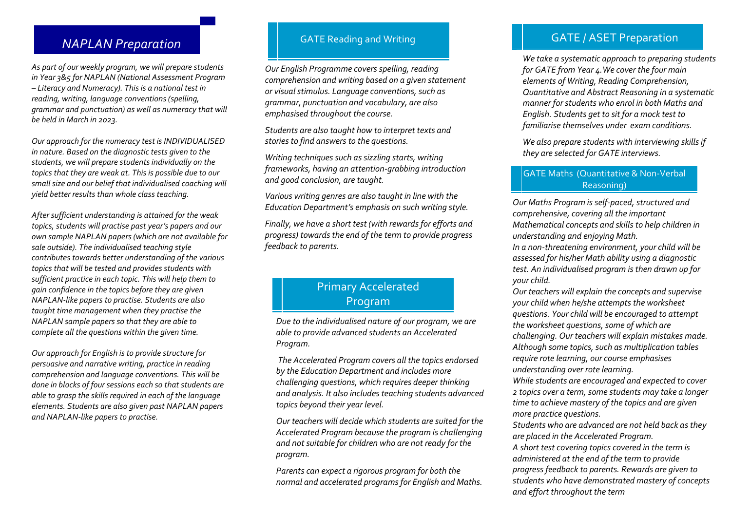## *NAPLAN Preparation*

*As part of our weekly program, we will prepare students in Year 3&5 for NAPLAN (National Assessment Program – Literacy and Numeracy). This is a national test in reading, writing, language conventions (spelling, grammar and punctuation) as well as numeracy that will be held in March in 2023.*

*Our approach for the numeracy test is INDIVIDUALISED in nature. Based on the diagnostic tests given to the students, we will prepare students individually on the topics that they are weak at. This is possible due to our small size and our belief that individualised coaching will yield better results than whole class teaching.*

*After sufficient understanding is attained for the weak topics, students will practise past year's papers and our own sample NAPLAN papers (which are not available for sale outside). The individualised teaching style contributes towards better understanding of the various topics that will be tested and provides students with sufficient practice in each topic. This will help them to gain confidence in the topics before they are given NAPLAN-like papers to practise. Students are also taught time management when they practise the NAPLAN sample papers so that they are able to complete all the questions within the given time.*

*Our approach for English is to provide structure for persuasive and narrative writing, practice in reading comprehension and language conventions. This will be done in blocks of four sessions each so that students are able to grasp the skills required in each of the language elements. Students are also given past NAPLAN papers and NAPLAN-like papers to practise.*

## GATE Reading and Writing

*Our English Programme covers spelling, reading comprehension and writing based on a given statement or visual stimulus. Language conventions, such as grammar, punctuation and vocabulary, are also emphasised throughout the course.*

*Students are also taught how to interpret texts and stories to find answers to the questions.*

*Writing techniques such as sizzling starts, writing frameworks, having an attention-grabbing introduction and good conclusion, are taught.*

*Various writing genres are also taught in line with the Education Department's emphasis on such writing style.*

*Finally, we have a short test (with rewards for efforts and progress) towards the end of the term to provide progress feedback to parents.*

## Primary Accelerated Program

*Due to the individualised nature of our program, we are able to provide advanced students an Accelerated Program.*

*The Accelerated Program covers all the topics endorsed by the Education Department and includes more challenging questions, which requires deeper thinking and analysis. It also includes teaching students advanced topics beyond their year level.*

*Our teachers will decide which students are suited for the Accelerated Program because the program is challenging and not suitable for children who are not ready for the program.*

*Parents can expect a rigorous program for both the normal and accelerated programs for English and Maths.*

## GATE / ASET Preparation

*We take a systematic approach to preparing students for GATE from Year 4. We cover the four main elements of Writing, Reading Comprehension, Quantitative and Abstract Reasoning in a systematic manner for students who enrol in both Maths and English. Students get to sit for a mock test to familiarise themselves under exam conditions.*

*We also prepare students with interviewing skills if they are selected for GATE interviews.*

### GATE Maths (Quantitative & Non-Verbal Reasoning)

*Our Maths Program is self-paced, structured and comprehensive, covering all the important Mathematical concepts and skills to help children in understanding and enjoying Math.*
*In a non-threatening environment, your child will be assessed for his/her Math ability using a diagnostic test. An individualised program is then drawn up for your child.*
*Our teachers will explain the concepts and supervise your child when he/she attempts the worksheet questions. Your child will be encouraged to attempt the worksheet questions, some of which are challenging. Our teachers will explain mistakes made. Although some topics, such as multiplication tables require rote learning, our course emphasises understanding over rote learning.*
*While students are encouraged and expected to cover 2 topics over a term, some students may take a longer time to achieve mastery of the topics and are given more practice questions.*
*Students who are advanced are not held back as they are placed in the Accelerated Program.*
*A short test covering topics covered in the term is administered at the end of the term to provide progress feedback to parents. Rewards are given to students who have demonstrated mastery of concepts and effort throughout the term*